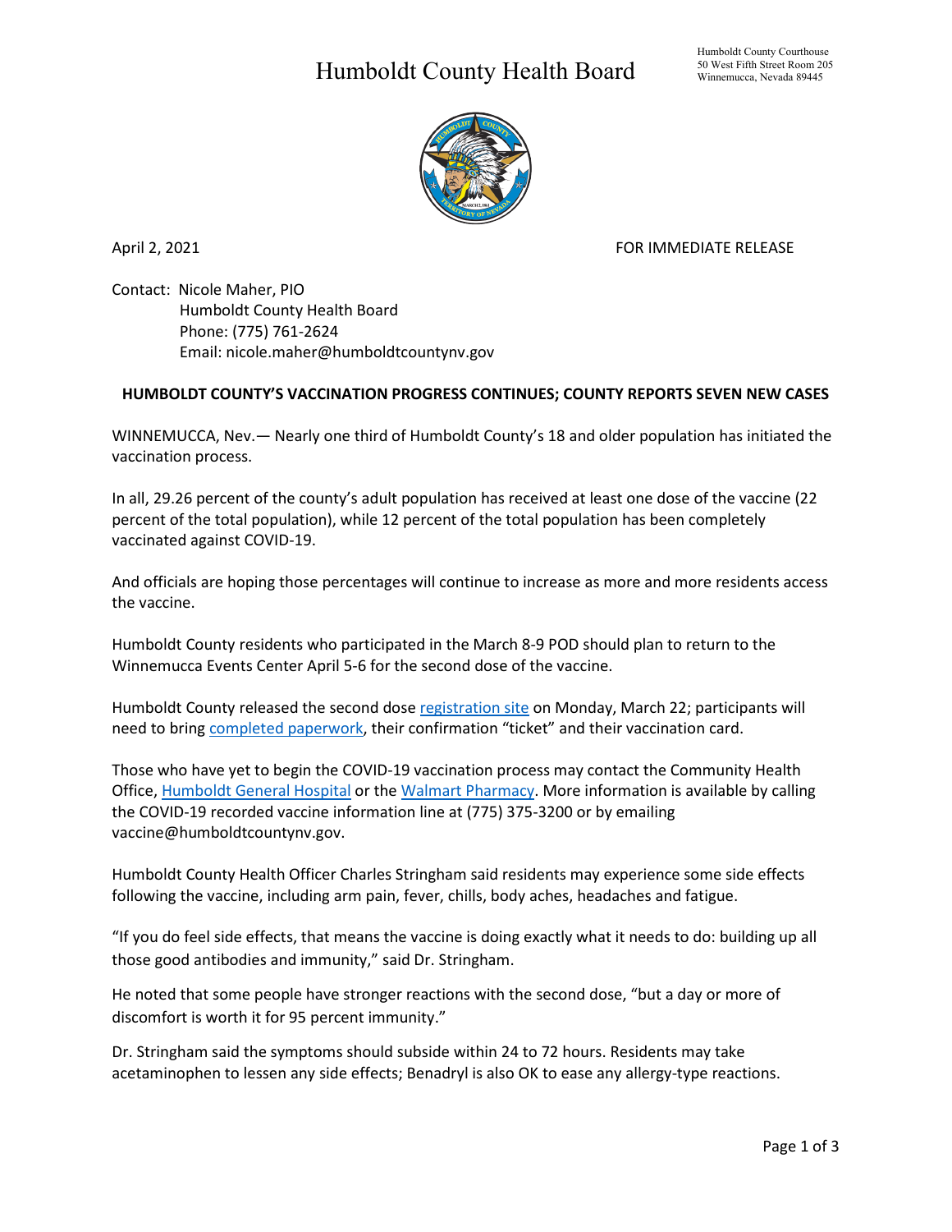# Humboldt County Health Board

Humboldt County Courthouse
50 West Fifth Street Room 205
Winnemucca, Nevada 89445

April 2, 2021 FOR IMMEDIATE RELEASE

Contact: Nicole Maher, PIO
Humboldt County Health Board
Phone: (775) 761-2624
Email: nicole.maher@humboldtcountynv.gov

**HUMBOLDT COUNTY'S VACCINATION PROGRESS CONTINUES; COUNTY REPORTS SEVEN NEW CASES**

WINNEMUCCA, Nev.— Nearly one third of Humboldt County's 18 and older population has initiated the vaccination process.

In all, 29.26 percent of the county's adult population has received at least one dose of the vaccine (22 percent of the total population), while 12 percent of the total population has been completely vaccinated against COVID-19.

And officials are hoping those percentages will continue to increase as more and more residents access the vaccine.

Humboldt County residents who participated in the March 8-9 POD should plan to return to the Winnemucca Events Center April 5-6 for the second dose of the vaccine.

Humboldt County released the second dose registration site on Monday, March 22; participants will need to bring completed paperwork, their confirmation "ticket" and their vaccination card.

Those who have yet to begin the COVID-19 vaccination process may contact the Community Health Office, Humboldt General Hospital or the Walmart Pharmacy. More information is available by calling the COVID-19 recorded vaccine information line at (775) 375-3200 or by emailing vaccine@humboldtcountynv.gov.

Humboldt County Health Officer Charles Stringham said residents may experience some side effects following the vaccine, including arm pain, fever, chills, body aches, headaches and fatigue.

"If you do feel side effects, that means the vaccine is doing exactly what it needs to do: building up all those good antibodies and immunity," said Dr. Stringham.

He noted that some people have stronger reactions with the second dose, "but a day or more of discomfort is worth it for 95 percent immunity."

Dr. Stringham said the symptoms should subside within 24 to 72 hours. Residents may take acetaminophen to lessen any side effects; Benadryl is also OK to ease any allergy-type reactions.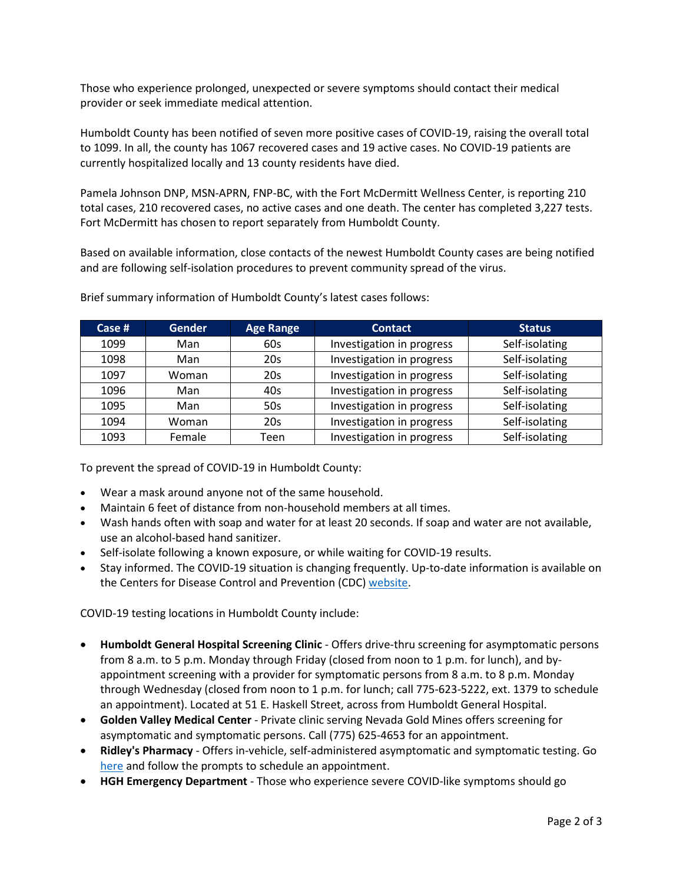Those who experience prolonged, unexpected or severe symptoms should contact their medical provider or seek immediate medical attention.

Humboldt County has been notified of seven more positive cases of COVID-19, raising the overall total to 1099. In all, the county has 1067 recovered cases and 19 active cases. No COVID-19 patients are currently hospitalized locally and 13 county residents have died.

Pamela Johnson DNP, MSN-APRN, FNP-BC, with the Fort McDermitt Wellness Center, is reporting 210 total cases, 210 recovered cases, no active cases and one death. The center has completed 3,227 tests. Fort McDermitt has chosen to report separately from Humboldt County.

Based on available information, close contacts of the newest Humboldt County cases are being notified and are following self-isolation procedures to prevent community spread of the virus.

Brief summary information of Humboldt County's latest cases follows:

| Case # | Gender | Age Range | Contact | Status |
|---|---|---|---|---|
| 1099 | Man | 60s | Investigation in progress | Self-isolating |
| 1098 | Man | 20s | Investigation in progress | Self-isolating |
| 1097 | Woman | 20s | Investigation in progress | Self-isolating |
| 1096 | Man | 40s | Investigation in progress | Self-isolating |
| 1095 | Man | 50s | Investigation in progress | Self-isolating |
| 1094 | Woman | 20s | Investigation in progress | Self-isolating |
| 1093 | Female | Teen | Investigation in progress | Self-isolating |

To prevent the spread of COVID-19 in Humboldt County:

- Wear a mask around anyone not of the same household.
- Maintain 6 feet of distance from non-household members at all times.
- Wash hands often with soap and water for at least 20 seconds. If soap and water are not available, use an alcohol-based hand sanitizer.
- Self-isolate following a known exposure, or while waiting for COVID-19 results.
- Stay informed. The COVID-19 situation is changing frequently. Up-to-date information is available on the Centers for Disease Control and Prevention (CDC) website.

COVID-19 testing locations in Humboldt County include:

- **Humboldt General Hospital Screening Clinic** - Offers drive-thru screening for asymptomatic persons from 8 a.m. to 5 p.m. Monday through Friday (closed from noon to 1 p.m. for lunch), and by-appointment screening with a provider for symptomatic persons from 8 a.m. to 8 p.m. Monday through Wednesday (closed from noon to 1 p.m. for lunch; call 775-623-5222, ext. 1379 to schedule an appointment). Located at 51 E. Haskell Street, across from Humboldt General Hospital.
- **Golden Valley Medical Center** - Private clinic serving Nevada Gold Mines offers screening for asymptomatic and symptomatic persons. Call (775) 625-4653 for an appointment.
- **Ridley's Pharmacy** - Offers in-vehicle, self-administered asymptomatic and symptomatic testing. Go here and follow the prompts to schedule an appointment.
- **HGH Emergency Department** - Those who experience severe COVID-like symptoms should go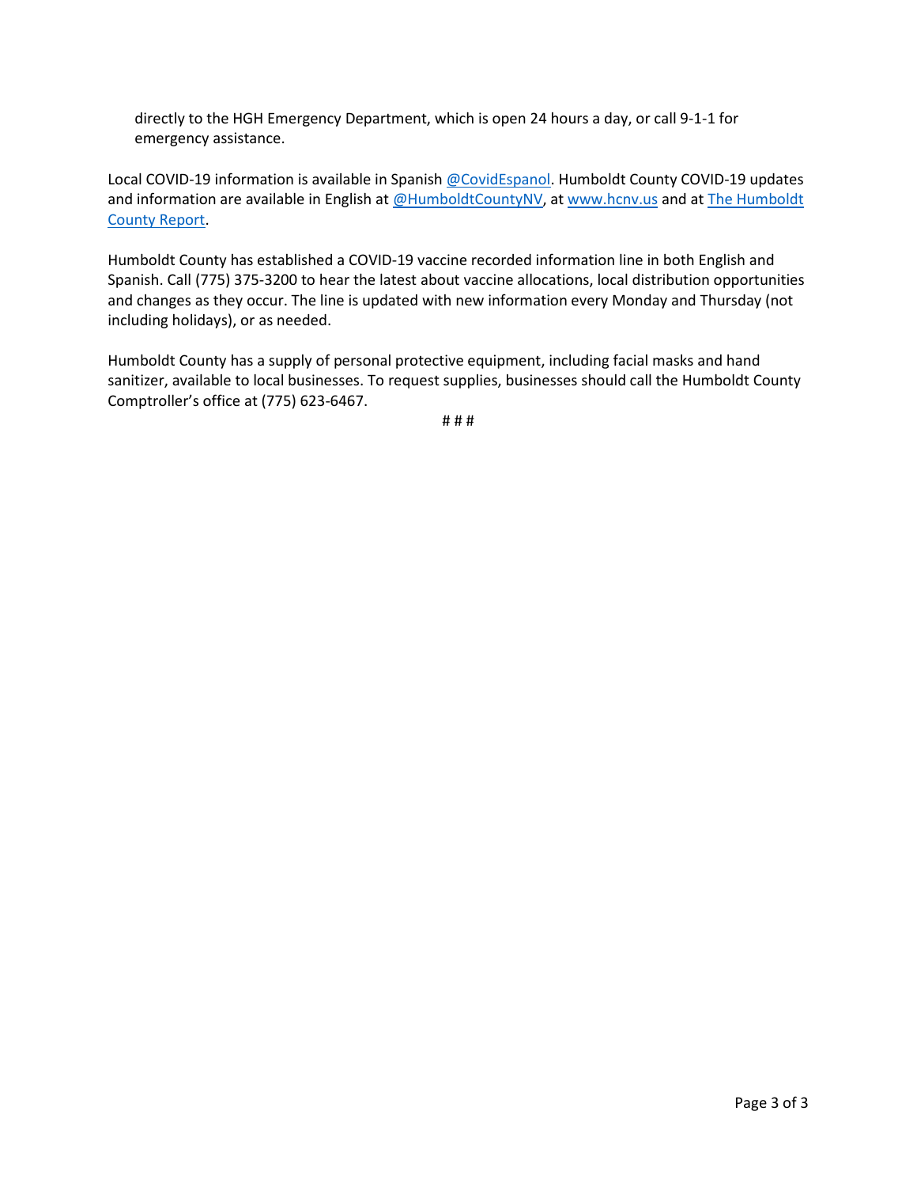directly to the HGH Emergency Department, which is open 24 hours a day, or call 9-1-1 for emergency assistance.

Local COVID-19 information is available in Spanish @CovidEspanol. Humboldt County COVID-19 updates and information are available in English at @HumboldtCountyNV, at www.hcnv.us and at The Humboldt County Report.

Humboldt County has established a COVID-19 vaccine recorded information line in both English and Spanish. Call (775) 375-3200 to hear the latest about vaccine allocations, local distribution opportunities and changes as they occur. The line is updated with new information every Monday and Thursday (not including holidays), or as needed.

Humboldt County has a supply of personal protective equipment, including facial masks and hand sanitizer, available to local businesses. To request supplies, businesses should call the Humboldt County Comptroller's office at (775) 623-6467.

# # #